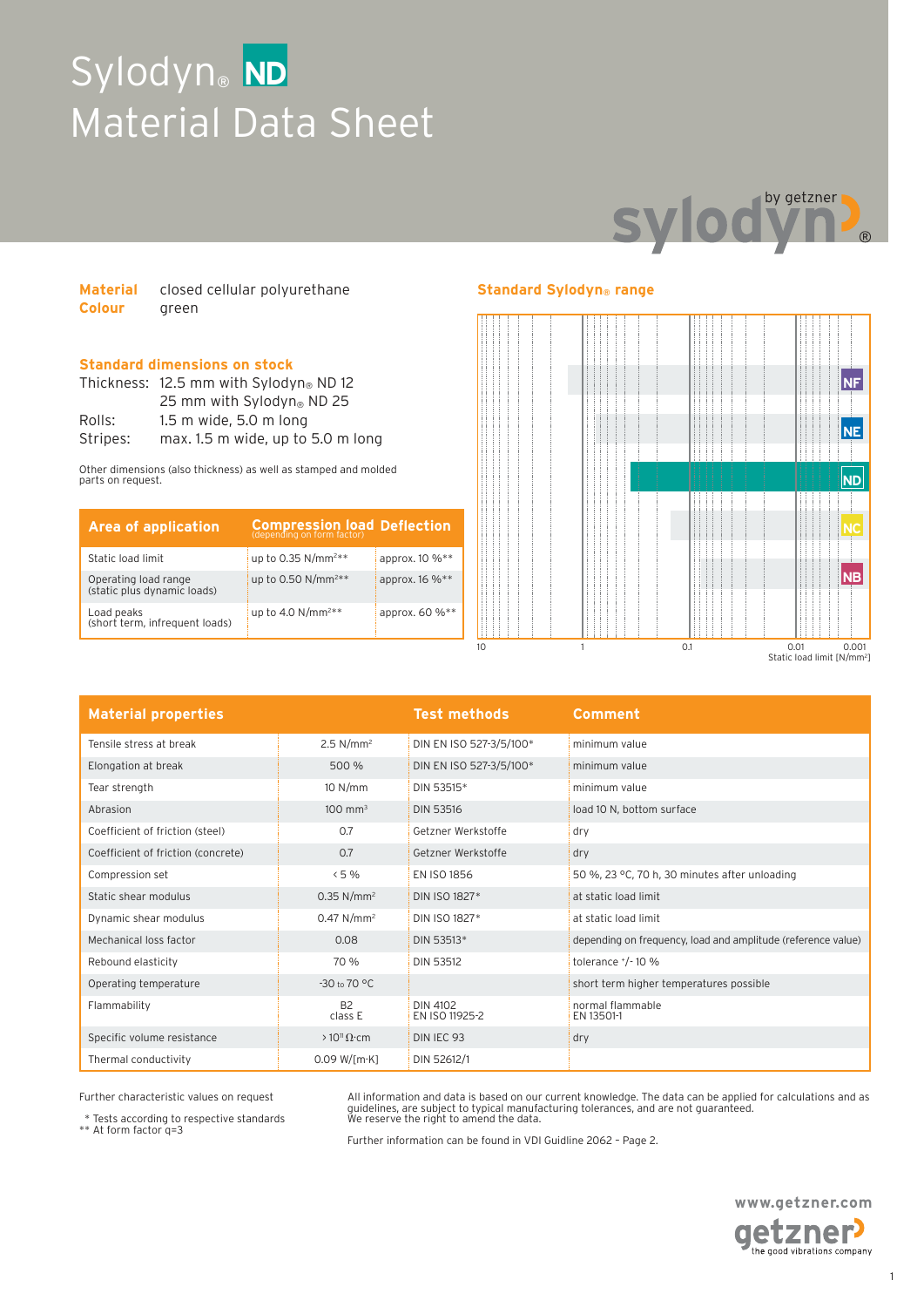# Sylodyn® ND
# Material Data Sheet

**Material** closed cellular polyurethane
**Colour** green

## Standard dimensions on stock

Thickness: 12.5 mm with Sylodyn® ND 12
25 mm with Sylodyn® ND 25
Rolls: 1.5 m wide, 5.0 m long
Stripes: max. 1.5 m wide, up to 5.0 m long

Other dimensions (also thickness) as well as stamped and molded parts on request.

| Area of application | Compression load (depending on form factor) | Deflection |
|---|---|---|
| Static load limit | up to 0.35 N/mm²** | approx. 10 %** |
| Operating load range (static plus dynamic loads) | up to 0.50 N/mm²** | approx. 16 %** |
| Load peaks (short term, infrequent loads) | up to 4.0 N/mm²** | approx. 60 %** |

## Standard Sylodyn® range

NF, NE, ND, NC, NB

10 · 1 · 0.1 · 0.01 · 0.001
Static load limit [N/mm²]

| Material properties | | Test methods | Comment |
|---|---|---|---|
| Tensile stress at break | 2.5 N/mm² | DIN EN ISO 527-3/5/100* | minimum value |
| Elongation at break | 500 % | DIN EN ISO 527-3/5/100* | minimum value |
| Tear strength | 10 N/mm | DIN 53515* | minimum value |
| Abrasion | 100 mm³ | DIN 53516 | load 10 N, bottom surface |
| Coefficient of friction (steel) | 0.7 | Getzner Werkstoffe | dry |
| Coefficient of friction (concrete) | 0.7 | Getzner Werkstoffe | dry |
| Compression set | < 5 % | EN ISO 1856 | 50 %, 23 °C, 70 h, 30 minutes after unloading |
| Static shear modulus | 0.35 N/mm² | DIN ISO 1827* | at static load limit |
| Dynamic shear modulus | 0.47 N/mm² | DIN ISO 1827* | at static load limit |
| Mechanical loss factor | 0.08 | DIN 53513* | depending on frequency, load and amplitude (reference value) |
| Rebound elasticity | 70 % | DIN 53512 | tolerance +/- 10 % |
| Operating temperature | -30 to 70 °C | | short term higher temperatures possible |
| Flammability | B2 class E | DIN 4102 EN ISO 11925-2 | normal flammable EN 13501-1 |
| Specific volume resistance | > $10^{11}$ Ω·cm | DIN IEC 93 | dry |
| Thermal conductivity | 0.09 W/[m·K] | DIN 52612/1 | |

Further characteristic values on request

\* Tests according to respective standards
** At form factor q=3

All information and data is based on our current knowledge. The data can be applied for calculations and as guidelines, are subject to typical manufacturing tolerances, and are not guaranteed. We reserve the right to amend the data.

Further information can be found in VDI Guideline 2062 – Page 2.

www.getzner.com
getzner – the good vibrations company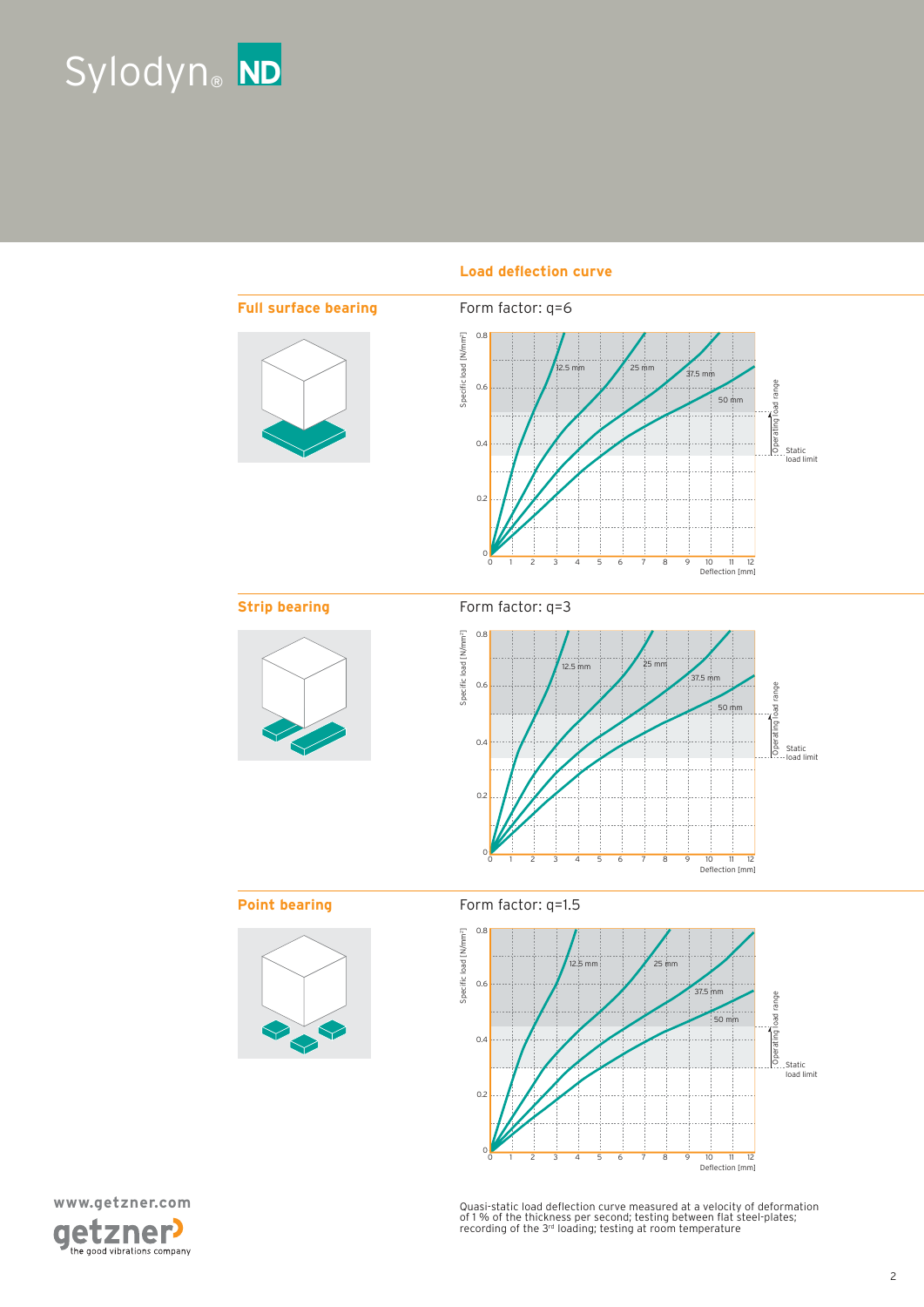Sylodyn® ND

## Load deflection curve

### Full surface bearing

Form factor: q=6

Specific load [N/mm²]

12.5 mm

25 mm

37.5 mm

50 mm

Operating load range

Static load limit

Deflection [mm]

### Strip bearing

Form factor: q=3

Specific load [N/mm²]

12.5 mm

25 mm

37.5 mm

50 mm

Operating load range

Static load limit

Deflection [mm]

### Point bearing

Form factor: q=1.5

Specific load [N/mm²]

12.5 mm

25 mm

37.5 mm

50 mm

Operating load range

Static load limit

Deflection [mm]

Quasi-static load deflection curve measured at a velocity of deformation of 1 % of the thickness per second; testing between flat steel-plates; recording of the 3rd loading; testing at room temperature

www.getzner.com

getzner the good vibrations company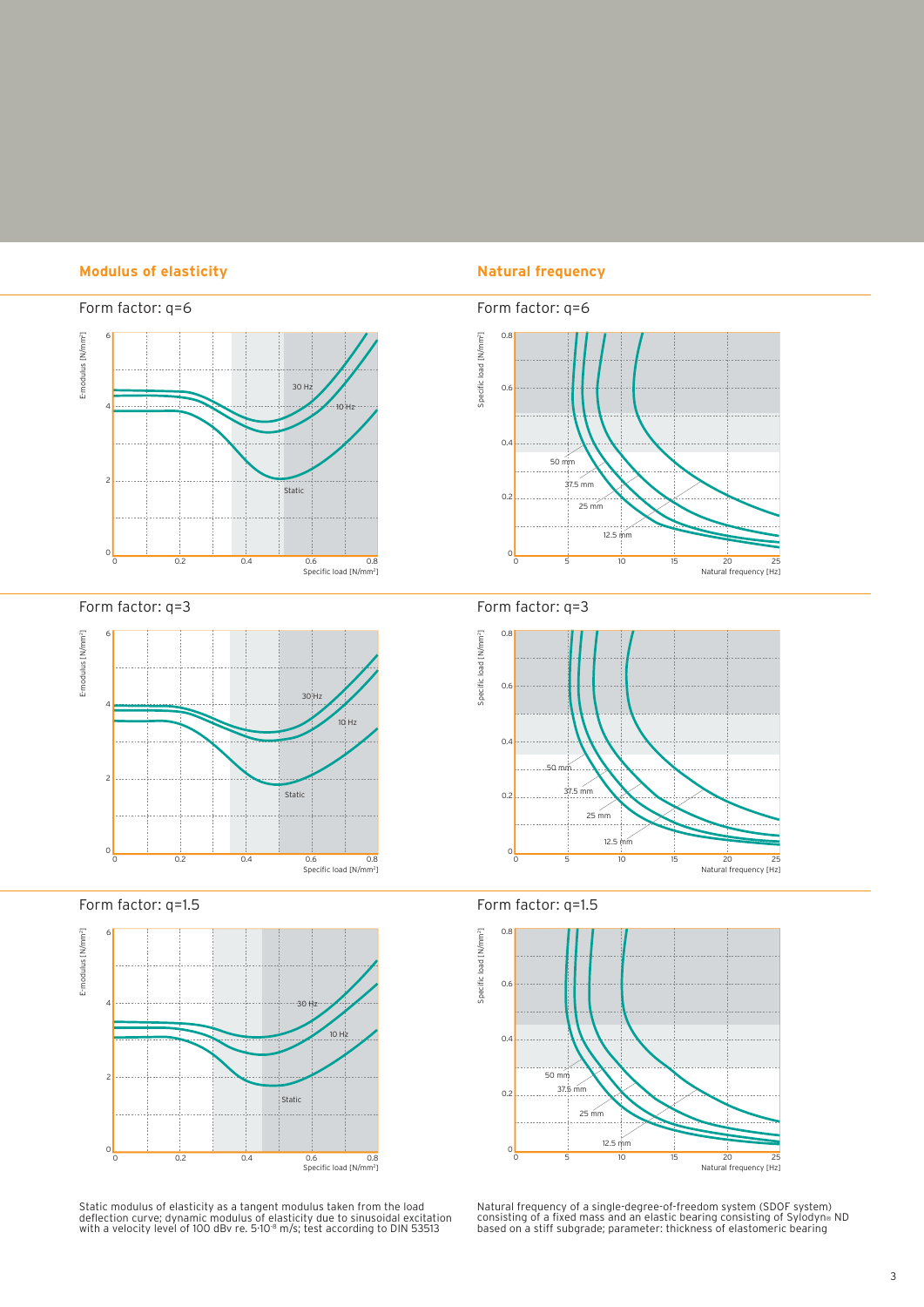## Modulus of elasticity

### Form factor: q=6

E-modulus [N/mm²]

Specific load [N/mm²]

30 Hz, 10 Hz, Static

### Form factor: q=3

E-modulus [N/mm²]

Specific load [N/mm²]

30 Hz, 10 Hz, Static

### Form factor: q=1.5

E-modulus [N/mm²]

Specific load [N/mm²]

30 Hz, 10 Hz, Static

Static modulus of elasticity as a tangent modulus taken from the load deflection curve; dynamic modulus of elasticity due to sinusoidal excitation with a velocity level of 100 dBv re. $5 \cdot 10^{-8}$ m/s; test according to DIN 53513

## Natural frequency

### Form factor: q=6

Specific load [N/mm²]

Natural frequency [Hz]

50 mm, 37.5 mm, 25 mm, 12.5 mm

### Form factor: q=3

Specific load [N/mm²]

Natural frequency [Hz]

50 mm, 37.5 mm, 25 mm, 12.5 mm

### Form factor: q=1.5

Specific load [N/mm²]

Natural frequency [Hz]

50 mm, 37.5 mm, 25 mm, 12.5 mm

Natural frequency of a single-degree-of-freedom system (SDOF system) consisting of a fixed mass and an elastic bearing consisting of Sylodyn® ND based on a stiff subgrade; parameter: thickness of elastomeric bearing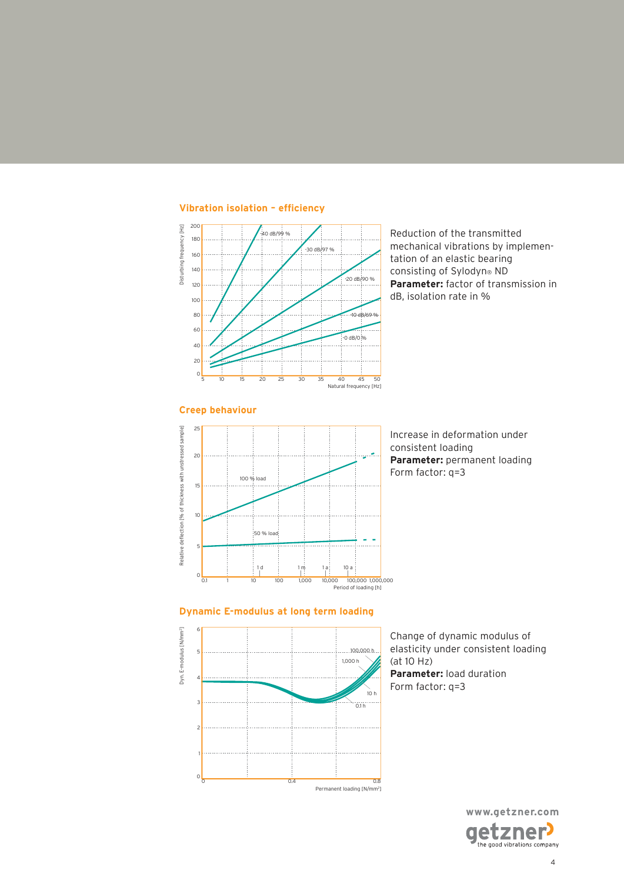## Vibration isolation – efficiency

Reduction of the transmitted mechanical vibrations by implementation of an elastic bearing consisting of Sylodyn® ND
**Parameter:** factor of transmission in dB, isolation rate in %

## Creep behaviour

Increase in deformation under consistent loading
**Parameter:** permanent loading
Form factor: q=3

## Dynamic E-modulus at long term loading

Change of dynamic modulus of elasticity under consistent loading (at 10 Hz)
**Parameter:** load duration
Form factor: q=3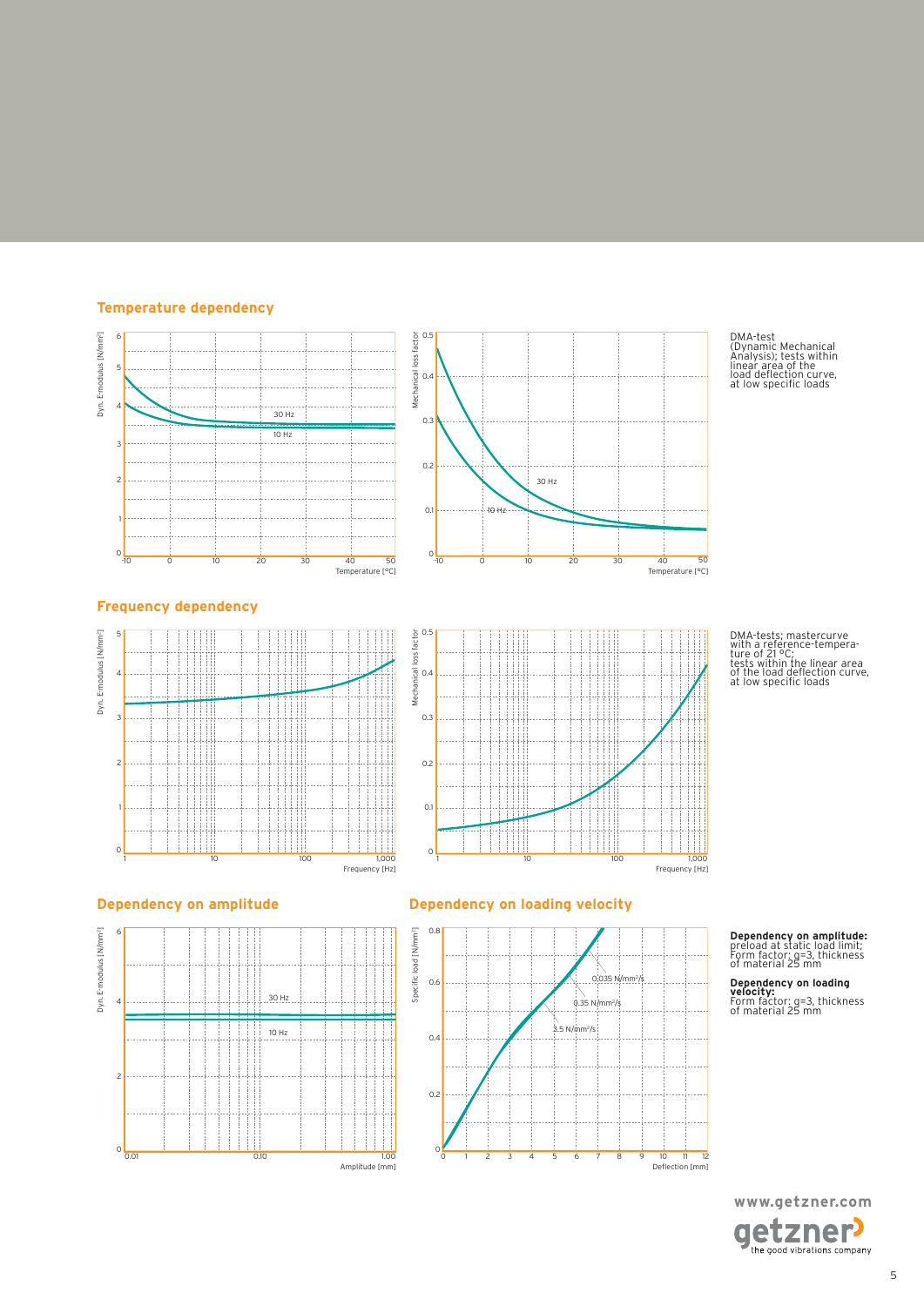## Temperature dependency

DMA-test (Dynamic Mechanical Analysis); tests within linear area of the load deflection curve, at low specific loads

## Frequency dependency

DMA-tests; mastercurve with a reference-temperature of 21 °C; tests within the linear area of the load deflection curve, at low specific loads

## Dependency on amplitude

## Dependency on loading velocity

**Dependency on amplitude:** preload at static load limit; Form factor: q=3, thickness of material 25 mm

**Dependency on loading velocity:** Form factor: q=3, thickness of material 25 mm

www.getzner.com

getzner the good vibrations company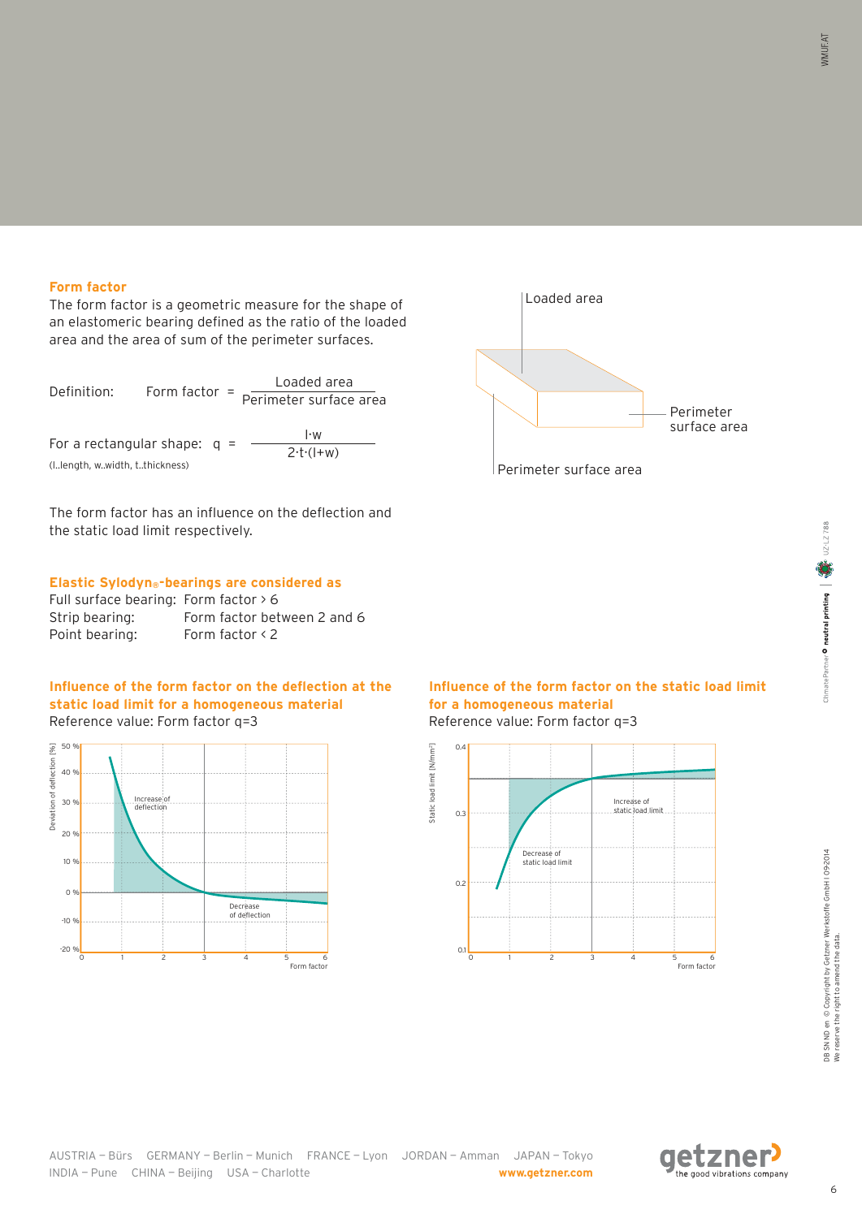## Form factor

The form factor is a geometric measure for the shape of an elastomeric bearing defined as the ratio of the loaded area and the area of sum of the perimeter surfaces.

Definition: $$\text{Form factor} = \frac{\text{Loaded area}}{\text{Perimeter surface area}}$$

For a rectangular shape: $$q = \frac{l \cdot w}{2 \cdot t \cdot (l+w)}$$

(l..length, w..width, t..thickness)

Loaded area

Perimeter surface area

Perimeter surface area

The form factor has an influence on the deflection and the static load limit respectively.

## Elastic Sylodyn®-bearings are considered as

Full surface bearing: Form factor > 6
Strip bearing: Form factor between 2 and 6
Point bearing: Form factor < 2

## Influence of the form factor on the deflection at the static load limit for a homogeneous material

Reference value: Form factor q=3

Deviation of deflection [%]
50 %
40 %
30 %
20 %
10 %
0 %
-10 %
-20 %
0
1
2
3
4
5
6
Form factor
Increase of deflection
Decrease of deflection

## Influence of the form factor on the static load limit for a homogeneous material

Reference value: Form factor q=3

Static load limit [N/mm²]
0.4
0.3
0.2
0.1
0
1
2
3
4
5
6
Form factor
Increase of static load limit
Decrease of static load limit

AUSTRIA – Bürs GERMANY – Berlin – Munich FRANCE – Lyon JORDAN – Amman JAPAN – Tokyo
INDIA – Pune CHINA – Beijing USA – Charlotte **www.getzner.com**

getzner the good vibrations company

DB SN ND en © Copyright by Getzner Werkstoffe GmbH I 09-2014
We reserve the right to amend the data.